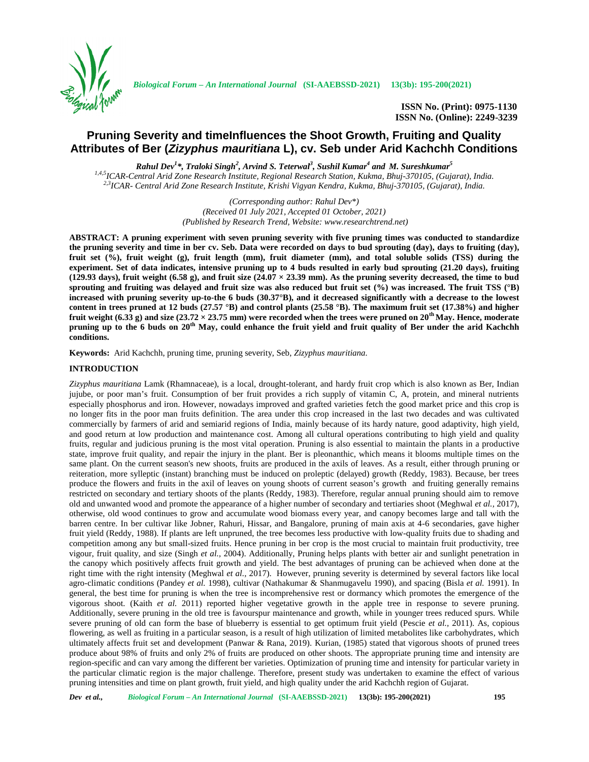**ISSN No. (Print): 0975-1130**
**ISSN No. (Online): 2249-3239**

# Pruning Severity and timeInfluences the Shoot Growth, Fruiting and Quality Attributes of Ber (*Zizyphus mauritiana* L), cv. Seb under Arid Kachchh Conditions

***Rahul Dev[1]\*, Traloki Singh[2], Arvind S. Teterwal[3], Sushil Kumar[4] and M. Sureshkumar[5]***

*[1,4,5]ICAR-Central Arid Zone Research Institute, Regional Research Station, Kukma, Bhuj-370105, (Gujarat), India.*
*[2,3]ICAR- Central Arid Zone Research Institute, Krishi Vigyan Kendra, Kukma, Bhuj-370105, (Gujarat), India.*

*(Corresponding author: Rahul Dev\*)*
*(Received 01 July 2021, Accepted 01 October, 2021)*
*(Published by Research Trend, Website: www.researchtrend.net)*

**ABSTRACT: A pruning experiment with seven pruning severity with five pruning times was conducted to standardize the pruning severity and time in ber cv. Seb. Data were recorded on days to bud sprouting (day), days to fruiting (day), fruit set (%), fruit weight (g), fruit length (mm), fruit diameter (mm), and total soluble solids (TSS) during the experiment. Set of data indicates, intensive pruning up to 4 buds resulted in early bud sprouting (21.20 days), fruiting (129.93 days), fruit weight (6.58 g), and fruit size (24.07 × 23.39 mm). As the pruning severity decreased, the time to bud sprouting and fruiting was delayed and fruit size was also reduced but fruit set (%) was increased. The fruit TSS (°B) increased with pruning severity up-to-the 6 buds (30.37°B), and it decreased significantly with a decrease to the lowest content in trees pruned at 12 buds (27.57 °B) and control plants (25.58 °B). The maximum fruit set (17.38%) and higher fruit weight (6.33 g) and size (23.72 × 23.75 mm) were recorded when the trees were pruned on 20[th] May. Hence, moderate pruning up to the 6 buds on 20[th] May, could enhance the fruit yield and fruit quality of Ber under the arid Kachchh conditions.**

**Keywords:** Arid Kachchh, pruning time, pruning severity, Seb, *Zizyphus mauritiana.*

## INTRODUCTION

*Zizyphus mauritiana* Lamk (Rhamnaceae), is a local, drought-tolerant, and hardy fruit crop which is also known as Ber, Indian jujube, or poor man's fruit. Consumption of ber fruit provides a rich supply of vitamin C, A, protein, and mineral nutrients especially phosphorus and iron. However, nowadays improved and grafted varieties fetch the good market price and this crop is no longer fits in the poor man fruits definition. The area under this crop increased in the last two decades and was cultivated commercially by farmers of arid and semiarid regions of India, mainly because of its hardy nature, good adaptivity, high yield, and good return at low production and maintenance cost. Among all cultural operations contributing to high yield and quality fruits, regular and judicious pruning is the most vital operation. Pruning is also essential to maintain the plants in a productive state, improve fruit quality, and repair the injury in the plant. Ber is pleonanthic, which means it blooms multiple times on the same plant. On the current season's new shoots, fruits are produced in the axils of leaves. As a result, either through pruning or reiteration, more sylleptic (instant) branching must be induced on proleptic (delayed) growth (Reddy, 1983). Because, ber trees produce the flowers and fruits in the axil of leaves on young shoots of current season's growth and fruiting generally remains restricted on secondary and tertiary shoots of the plants (Reddy, 1983). Therefore, regular annual pruning should aim to remove old and unwanted wood and promote the appearance of a higher number of secondary and tertiaries shoot (Meghwal *et al.,* 2017), otherwise, old wood continues to grow and accumulate wood biomass every year, and canopy becomes large and tall with the barren centre. In ber cultivar like Jobner, Rahuri, Hissar, and Bangalore, pruning of main axis at 4-6 secondaries, gave higher fruit yield (Reddy, 1988). If plants are left unpruned, the tree becomes less productive with low-quality fruits due to shading and competition among any but small-sized fruits. Hence pruning in ber crop is the most crucial to maintain fruit productivity, tree vigour, fruit quality, and size (Singh *et al.,* 2004). Additionally, Pruning helps plants with better air and sunlight penetration in the canopy which positively affects fruit growth and yield. The best advantages of pruning can be achieved when done at the right time with the right intensity (Meghwal *et al.,* 2017). However, pruning severity is determined by several factors like local agro-climatic conditions (Pandey *et al.* 1998), cultivar (Nathakumar & Shanmugavelu 1990), and spacing (Bisla *et al.* 1991). In general, the best time for pruning is when the tree is incomprehensive rest or dormancy which promotes the emergence of the vigorous shoot. (Kaith *et al.* 2011) reported higher vegetative growth in the apple tree in response to severe pruning. Additionally, severe pruning in the old tree is favourspur maintenance and growth, while in younger trees reduced spurs. While severe pruning of old can form the base of blueberry is essential to get optimum fruit yield (Pescie *et al.,* 2011). As, copious flowering, as well as fruiting in a particular season, is a result of high utilization of limited metabolites like carbohydrates, which ultimately affects fruit set and development (Panwar & Rana, 2019). Kurian, (1985) stated that vigorous shoots of pruned trees produce about 98% of fruits and only 2% of fruits are produced on other shoots. The appropriate pruning time and intensity are region-specific and can vary among the different ber varieties. Optimization of pruning time and intensity for particular variety in the particular climatic region is the major challenge. Therefore, present study was undertaken to examine the effect of various pruning intensities and time on plant growth, fruit yield, and high quality under the arid Kachchh region of Gujarat.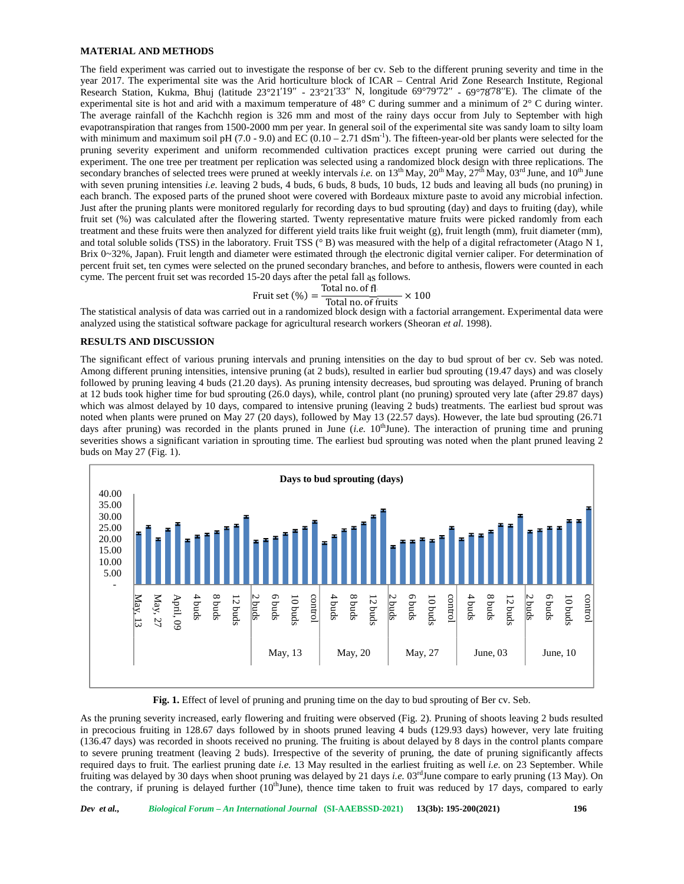## MATERIAL AND METHODS

The field experiment was carried out to investigate the response of ber cv. Seb to the different pruning severity and time in the year 2017. The experimental site was the Arid horticulture block of ICAR – Central Arid Zone Research Institute, Regional Research Station, Kukma, Bhuj (latitude 23°21′19″ - 23°21′33″ N, longitude 69°79′72″ - 69°78′78″E). The climate of the experimental site is hot and arid with a maximum temperature of 48° C during summer and a minimum of 2° C during winter. The average rainfall of the Kachchh region is 326 mm and most of the rainy days occur from July to September with high evapotranspiration that ranges from 1500-2000 mm per year. In general soil of the experimental site was sandy loam to silty loam with minimum and maximum soil pH (7.0 - 9.0) and EC (0.10 – 2.71 $dSm^{-1}$). The fifteen-year-old ber plants were selected for the pruning severity experiment and uniform recommended cultivation practices except pruning were carried out during the experiment. The one tree per treatment per replication was selected using a randomized block design with three replications. The secondary branches of selected trees were pruned at weekly intervals *i.e.* on 13th May, 20th May, 27th May, 03rd June, and 10th June with seven pruning intensities *i.e.* leaving 2 buds, 4 buds, 6 buds, 8 buds, 10 buds, 12 buds and leaving all buds (no pruning) in each branch. The exposed parts of the pruned shoot were covered with Bordeaux mixture paste to avoid any microbial infection. Just after the pruning plants were monitored regularly for recording days to bud sprouting (day) and days to fruiting (day), while fruit set (%) was calculated after the flowering started. Twenty representative mature fruits were picked randomly from each treatment and these fruits were then analyzed for different yield traits like fruit weight (g), fruit length (mm), fruit diameter (mm), and total soluble solids (TSS) in the laboratory. Fruit TSS (° B) was measured with the help of a digital refractometer (Atago N 1, Brix 0~32%, Japan). Fruit length and diameter were estimated through the electronic digital vernier caliper. For determination of percent fruit set, ten cymes were selected on the pruned secondary branches, and before to anthesis, flowers were counted in each cyme. The percent fruit set was recorded 15-20 days after the petal fall as follows.

$$\text{Fruit set (\%)} = \frac{\text{Total no. of fl}}{\text{Total no. of fruits}} \times 100$$

The statistical analysis of data was carried out in a randomized block design with a factorial arrangement. Experimental data were analyzed using the statistical software package for agricultural research workers (Sheoran *et al*. 1998).

## RESULTS AND DISCUSSION

The significant effect of various pruning intervals and pruning intensities on the day to bud sprout of ber cv. Seb was noted. Among different pruning intensities, intensive pruning (at 2 buds), resulted in earlier bud sprouting (19.47 days) and was closely followed by pruning leaving 4 buds (21.20 days). As pruning intensity decreases, bud sprouting was delayed. Pruning of branch at 12 buds took higher time for bud sprouting (26.0 days), while, control plant (no pruning) sprouted very late (after 29.87 days) which was almost delayed by 10 days, compared to intensive pruning (leaving 2 buds) treatments. The earliest bud sprout was noted when plants were pruned on May 27 (20 days), followed by May 13 (22.57 days). However, the late bud sprouting (26.71 days after pruning) was recorded in the plants pruned in June (*i.e.* 10th June). The interaction of pruning time and pruning severities shows a significant variation in sprouting time. The earliest bud sprouting was noted when the plant pruned leaving 2 buds on May 27 (Fig. 1).

**Fig. 1.** Effect of level of pruning and pruning time on the day to bud sprouting of Ber cv. Seb.

As the pruning severity increased, early flowering and fruiting were observed (Fig. 2). Pruning of shoots leaving 2 buds resulted in precocious fruiting in 128.67 days followed by in shoots pruned leaving 4 buds (129.93 days) however, very late fruiting (136.47 days) was recorded in shoots received no pruning. The fruiting is about delayed by 8 days in the control plants compare to severe pruning treatment (leaving 2 buds). Irrespective of the severity of pruning, the date of pruning significantly affects required days to fruit. The earliest pruning date *i.e.* 13 May resulted in the earliest fruiting as well *i.e.* on 23 September. While fruiting was delayed by 30 days when shoot pruning was delayed by 21 days *i.e.* 03rdJune compare to early pruning (13 May). On the contrary, if pruning is delayed further (10thJune), thence time taken to fruit was reduced by 17 days, compared to early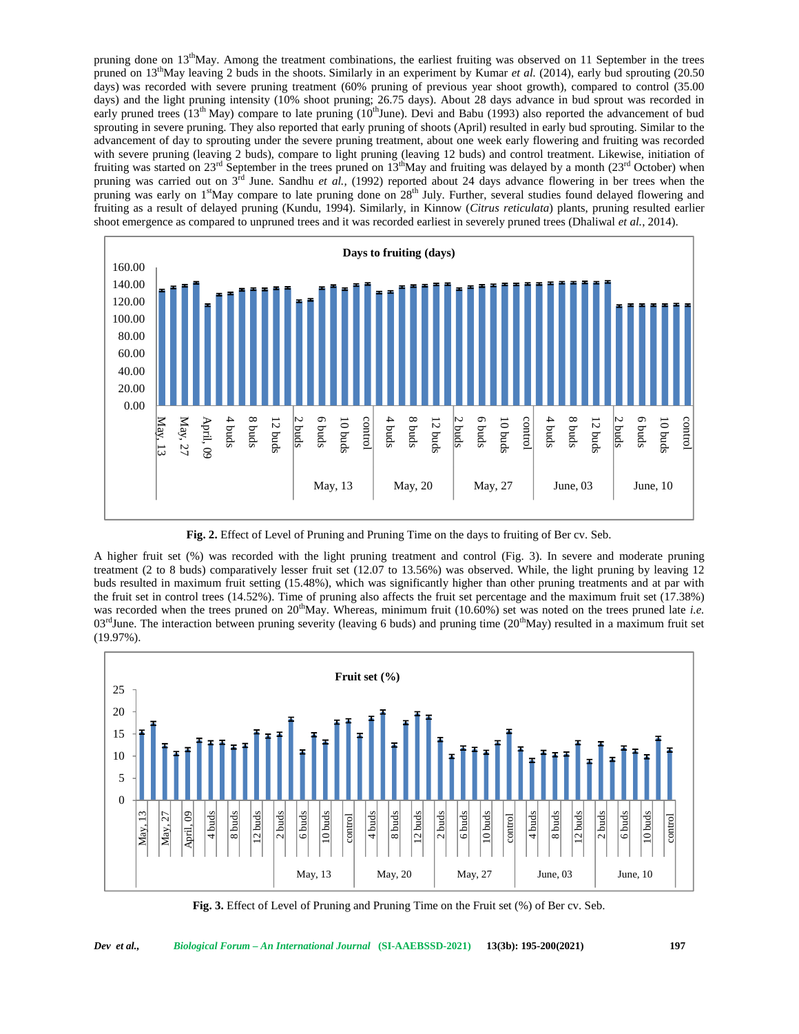pruning done on 13[th]May. Among the treatment combinations, the earliest fruiting was observed on 11 September in the trees pruned on 13[th]May leaving 2 buds in the shoots. Similarly in an experiment by Kumar *et al.* (2014), early bud sprouting (20.50 days) was recorded with severe pruning treatment (60% pruning of previous year shoot growth), compared to control (35.00 days) and the light pruning intensity (10% shoot pruning; 26.75 days). About 28 days advance in bud sprout was recorded in early pruned trees (13[th] May) compare to late pruning (10[th]June). Devi and Babu (1993) also reported the advancement of bud sprouting in severe pruning. They also reported that early pruning of shoots (April) resulted in early bud sprouting. Similar to the advancement of day to sprouting under the severe pruning treatment, about one week early flowering and fruiting was recorded with severe pruning (leaving 2 buds), compare to light pruning (leaving 12 buds) and control treatment. Likewise, initiation of fruiting was started on 23[rd] September in the trees pruned on 13[th]May and fruiting was delayed by a month (23[rd] October) when pruning was carried out on 3[rd] June. Sandhu *et al.,* (1992) reported about 24 days advance flowering in ber trees when the pruning was early on 1[st]May compare to late pruning done on 28[th] July. Further, several studies found delayed flowering and fruiting as a result of delayed pruning (Kundu, 1994). Similarly, in Kinnow (*Citrus reticulata*) plants, pruning resulted earlier shoot emergence as compared to unpruned trees and it was recorded earliest in severely pruned trees (Dhaliwal *et al.*, 2014).

**Fig. 2.** Effect of Level of Pruning and Pruning Time on the days to fruiting of Ber cv. Seb.

A higher fruit set (%) was recorded with the light pruning treatment and control (Fig. 3). In severe and moderate pruning treatment (2 to 8 buds) comparatively lesser fruit set (12.07 to 13.56%) was observed. While, the light pruning by leaving 12 buds resulted in maximum fruit setting (15.48%), which was significantly higher than other pruning treatments and at par with the fruit set in control trees (14.52%). Time of pruning also affects the fruit set percentage and the maximum fruit set (17.38%) was recorded when the trees pruned on 20[th]May. Whereas, minimum fruit (10.60%) set was noted on the trees pruned late *i.e.* 03[rd]June. The interaction between pruning severity (leaving 6 buds) and pruning time (20[th]May) resulted in a maximum fruit set (19.97%).

**Fig. 3.** Effect of Level of Pruning and Pruning Time on the Fruit set (%) of Ber cv. Seb.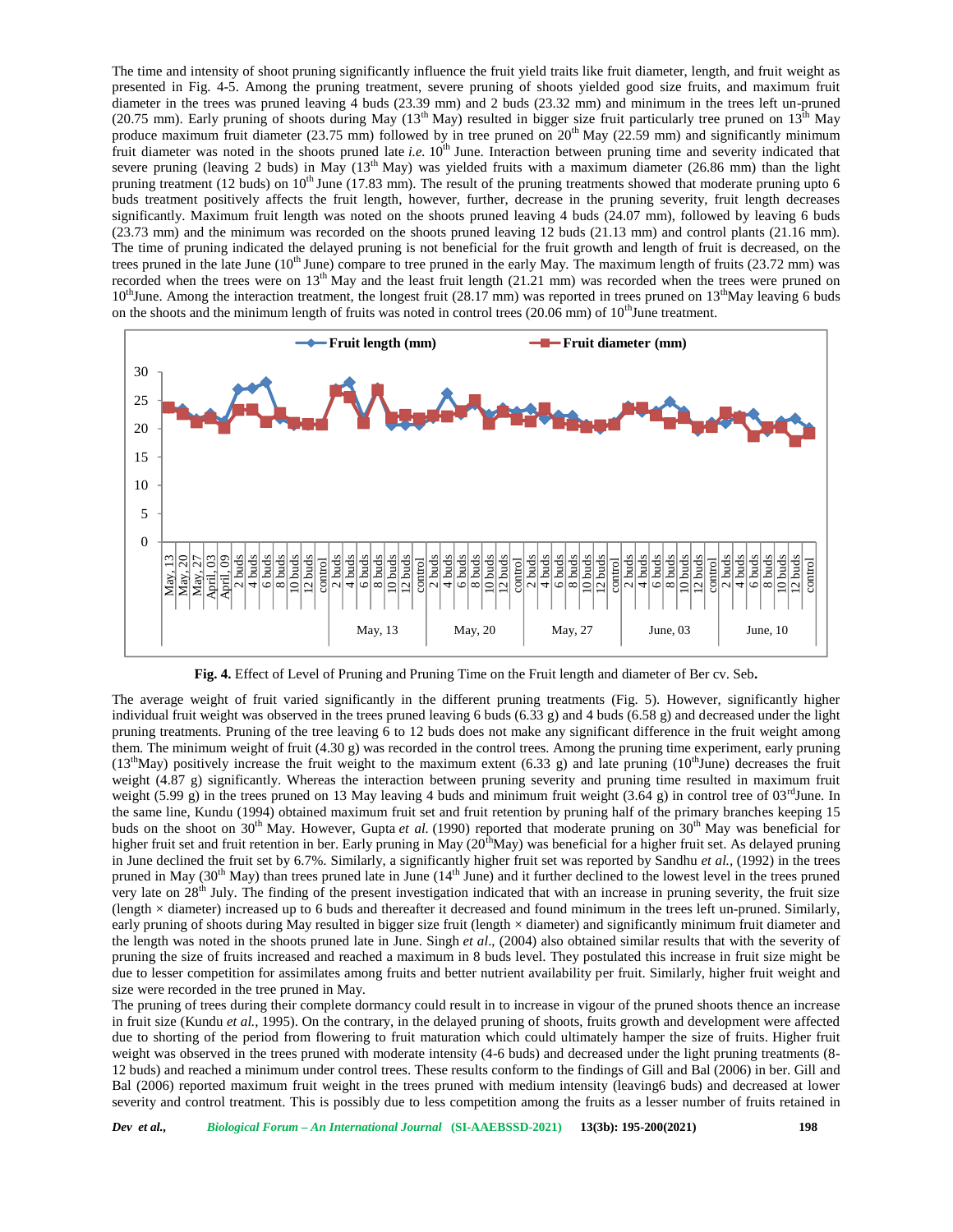The time and intensity of shoot pruning significantly influence the fruit yield traits like fruit diameter, length, and fruit weight as presented in Fig. 4-5. Among the pruning treatment, severe pruning of shoots yielded good size fruits, and maximum fruit diameter in the trees was pruned leaving 4 buds (23.39 mm) and 2 buds (23.32 mm) and minimum in the trees left un-pruned (20.75 mm). Early pruning of shoots during May (13th May) resulted in bigger size fruit particularly tree pruned on 13th May produce maximum fruit diameter (23.75 mm) followed by in tree pruned on 20th May (22.59 mm) and significantly minimum fruit diameter was noted in the shoots pruned late *i.e.* 10th June. Interaction between pruning time and severity indicated that severe pruning (leaving 2 buds) in May (13th May) was yielded fruits with a maximum diameter (26.86 mm) than the light pruning treatment (12 buds) on 10th June (17.83 mm). The result of the pruning treatments showed that moderate pruning upto 6 buds treatment positively affects the fruit length, however, further, decrease in the pruning severity, fruit length decreases significantly. Maximum fruit length was noted on the shoots pruned leaving 4 buds (24.07 mm), followed by leaving 6 buds (23.73 mm) and the minimum was recorded on the shoots pruned leaving 12 buds (21.13 mm) and control plants (21.16 mm). The time of pruning indicated the delayed pruning is not beneficial for the fruit growth and length of fruit is decreased, on the trees pruned in the late June (10th June) compare to tree pruned in the early May. The maximum length of fruits (23.72 mm) was recorded when the trees were on 13th May and the least fruit length (21.21 mm) was recorded when the trees were pruned on 10thJune. Among the interaction treatment, the longest fruit (28.17 mm) was reported in trees pruned on 13thMay leaving 6 buds on the shoots and the minimum length of fruits was noted in control trees (20.06 mm) of 10thJune treatment.

**Fig. 4.** Effect of Level of Pruning and Pruning Time on the Fruit length and diameter of Ber cv. Seb**.**

The average weight of fruit varied significantly in the different pruning treatments (Fig. 5). However, significantly higher individual fruit weight was observed in the trees pruned leaving 6 buds (6.33 g) and 4 buds (6.58 g) and decreased under the light pruning treatments. Pruning of the tree leaving 6 to 12 buds does not make any significant difference in the fruit weight among them. The minimum weight of fruit (4.30 g) was recorded in the control trees. Among the pruning time experiment, early pruning (13thMay) positively increase the fruit weight to the maximum extent (6.33 g) and late pruning (10thJune) decreases the fruit weight (4.87 g) significantly. Whereas the interaction between pruning severity and pruning time resulted in maximum fruit weight (5.99 g) in the trees pruned on 13 May leaving 4 buds and minimum fruit weight (3.64 g) in control tree of 03rdJune. In the same line, Kundu (1994) obtained maximum fruit set and fruit retention by pruning half of the primary branches keeping 15 buds on the shoot on 30th May. However, Gupta *et al.* (1990) reported that moderate pruning on 30th May was beneficial for higher fruit set and fruit retention in ber. Early pruning in May (20thMay) was beneficial for a higher fruit set. As delayed pruning in June declined the fruit set by 6.7%. Similarly, a significantly higher fruit set was reported by Sandhu *et al.*, (1992) in the trees pruned in May (30th May) than trees pruned late in June (14th June) and it further declined to the lowest level in the trees pruned very late on 28th July. The finding of the present investigation indicated that with an increase in pruning severity, the fruit size (length × diameter) increased up to 6 buds and thereafter it decreased and found minimum in the trees left un-pruned. Similarly, early pruning of shoots during May resulted in bigger size fruit (length × diameter) and significantly minimum fruit diameter and the length was noted in the shoots pruned late in June. Singh *et al*., (2004) also obtained similar results that with the severity of pruning the size of fruits increased and reached a maximum in 8 buds level. They postulated this increase in fruit size might be due to lesser competition for assimilates among fruits and better nutrient availability per fruit. Similarly, higher fruit weight and size were recorded in the tree pruned in May.

The pruning of trees during their complete dormancy could result in to increase in vigour of the pruned shoots thence an increase in fruit size (Kundu *et al.*, 1995). On the contrary, in the delayed pruning of shoots, fruits growth and development were affected due to shorting of the period from flowering to fruit maturation which could ultimately hamper the size of fruits. Higher fruit weight was observed in the trees pruned with moderate intensity (4-6 buds) and decreased under the light pruning treatments (8-12 buds) and reached a minimum under control trees. These results conform to the findings of Gill and Bal (2006) in ber. Gill and Bal (2006) reported maximum fruit weight in the trees pruned with medium intensity (leaving6 buds) and decreased at lower severity and control treatment. This is possibly due to less competition among the fruits as a lesser number of fruits retained in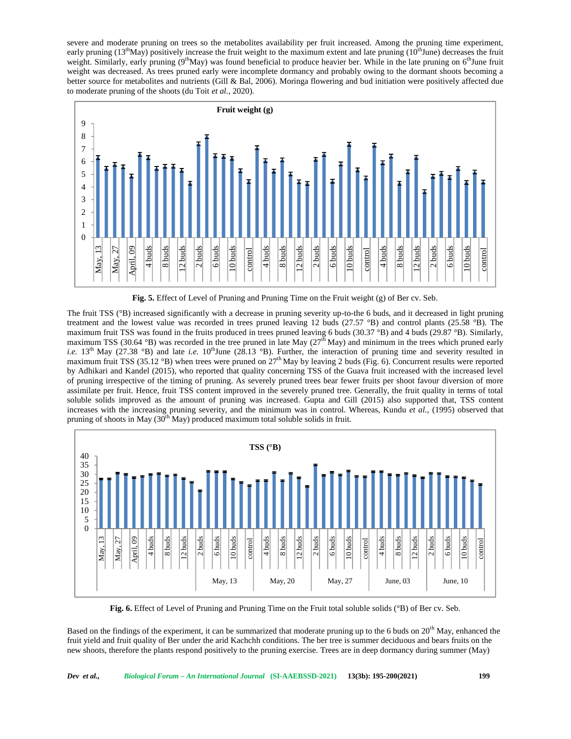severe and moderate pruning on trees so the metabolites availability per fruit increased. Among the pruning time experiment, early pruning (13[th]May) positively increase the fruit weight to the maximum extent and late pruning (10[th]June) decreases the fruit weight. Similarly, early pruning (9[th]May) was found beneficial to produce heavier ber. While in the late pruning on 6[th]June fruit weight was decreased. As trees pruned early were incomplete dormancy and probably owing to the dormant shoots becoming a better source for metabolites and nutrients (Gill & Bal, 2006). Moringa flowering and bud initiation were positively affected due to moderate pruning of the shoots (du Toit *et al.,* 2020).

**Fig. 5.** Effect of Level of Pruning and Pruning Time on the Fruit weight (g) of Ber cv. Seb.

The fruit TSS (°B) increased significantly with a decrease in pruning severity up-to-the 6 buds, and it decreased in light pruning treatment and the lowest value was recorded in trees pruned leaving 12 buds (27.57 °B) and control plants (25.58 °B). The maximum fruit TSS was found in the fruits produced in trees pruned leaving 6 buds (30.37 °B) and 4 buds (29.87 °B). Similarly, maximum TSS (30.64 °B) was recorded in the tree pruned in late May (27[th] May) and minimum in the trees which pruned early *i.e.* 13[th] May (27.38 °B) and late *i.e.* 10[th]June (28.13 °B). Further, the interaction of pruning time and severity resulted in maximum fruit TSS (35.12 °B) when trees were pruned on 27[th] May by leaving 2 buds (Fig. 6). Concurrent results were reported by Adhikari and Kandel (2015), who reported that quality concerning TSS of the Guava fruit increased with the increased level of pruning irrespective of the timing of pruning. As severely pruned trees bear fewer fruits per shoot favour diversion of more assimilate per fruit. Hence, fruit TSS content improved in the severely pruned tree. Generally, the fruit quality in terms of total soluble solids improved as the amount of pruning was increased. Gupta and Gill (2015) also supported that, TSS content increases with the increasing pruning severity, and the minimum was in control. Whereas, Kundu *et al.,* (1995) observed that pruning of shoots in May (30[th] May) produced maximum total soluble solids in fruit.

**Fig. 6.** Effect of Level of Pruning and Pruning Time on the Fruit total soluble solids (°B) of Ber cv. Seb.

Based on the findings of the experiment, it can be summarized that moderate pruning up to the 6 buds on 20[th] May, enhanced the fruit yield and fruit quality of Ber under the arid Kachchh conditions. The ber tree is summer deciduous and bears fruits on the new shoots, therefore the plants respond positively to the pruning exercise. Trees are in deep dormancy during summer (May)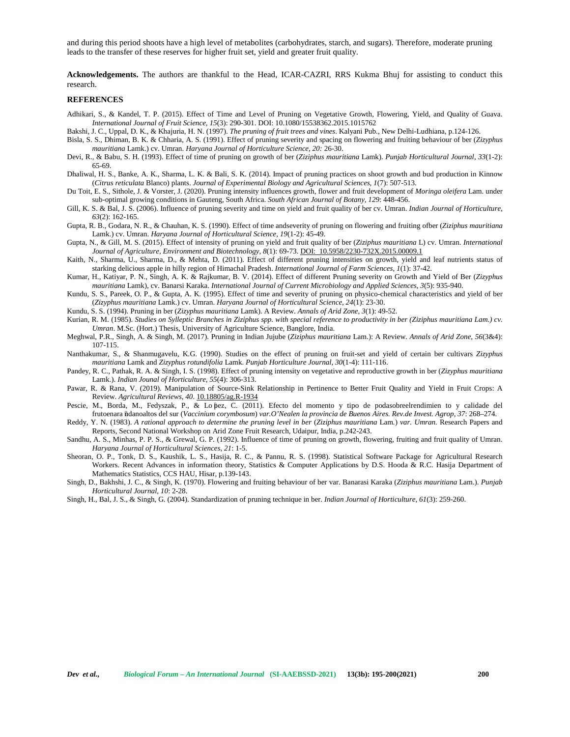and during this period shoots have a high level of metabolites (carbohydrates, starch, and sugars). Therefore, moderate pruning leads to the transfer of these reserves for higher fruit set, yield and greater fruit quality.

**Acknowledgements.** The authors are thankful to the Head, ICAR-CAZRI, RRS Kukma Bhuj for assisting to conduct this research.

## REFERENCES

Adhikari, S., & Kandel, T. P. (2015). Effect of Time and Level of Pruning on Vegetative Growth, Flowering, Yield, and Quality of Guava. *International Journal of Fruit Science, 15*(3): 290-301. DOI: 10.1080/15538362.2015.1015762

Bakshi, J. C., Uppal, D. K., & Khajuria, H. N. (1997). *The pruning of fruit trees and vines*. Kalyani Pub., New Delhi-Ludhiana, p.124-126.

Bisla, S. S., Dhiman, B. K. & Chharia, A. S. (1991). Effect of pruning severity and spacing on flowering and fruiting behaviour of ber (*Zizyphus mauritiana* Lamk.) cv. Umran. *Haryana Journal of Horticulture Science, 20:* 26-30.

Devi, R., & Babu, S. H. (1993). Effect of time of pruning on growth of ber (*Ziziphus mauritiana* Lamk). *Punjab Horticultural Journal, 33*(1-2): 65-69.

Dhaliwal, H. S., Banke, A. K., Sharma, L. K. & Bali, S. K. (2014). Impact of pruning practices on shoot growth and bud production in Kinnow (*Citrus reticulata* Blanco) plants. *Journal of Experimental Biology and Agricultural Sciences, 1*(7): 507-513.

Du Toit, E. S., Sithole, J. & Vorster, J. (2020). Pruning intensity influences growth, flower and fruit development of *Moringa oleifera* Lam. under sub-optimal growing conditions in Gauteng, South Africa. *South African Journal of Botany, 129*: 448-456.

Gill, K. S. & Bal, J. S. (2006). Influence of pruning severity and time on yield and fruit quality of ber cv. Umran. *Indian Journal of Horticulture, 63*(2): 162-165.

Gupta, R. B., Godara, N. R., & Chauhan, K. S. (1990). Effect of time andseverity of pruning on flowering and fruiting ofber (*Ziziphus mauritiana* Lamk.) cv. Umran. *Haryana Journal of Horticultural Science, 19*(1-2): 45-49.

Gupta, N., & Gill, M. S. (2015). Effect of intensity of pruning on yield and fruit quality of ber (*Ziziphus mauritiana* L) cv. Umran. *International Journal of Agriculture, Environment and Biotechnology, 8*(1): 69-73. DOI: 10.5958/2230-732X.2015.00009.1

Kaith, N., Sharma, U., Sharma, D., & Mehta, D. (2011). Effect of different pruning intensities on growth, yield and leaf nutrients status of starking delicious apple in hilly region of Himachal Pradesh. *International Journal of Farm Sciences, 1*(1): 37-42.

Kumar, H., Katiyar, P. N., Singh, A. K. & Rajkumar, B. V. (2014). Effect of different Pruning severity on Growth and Yield of Ber (*Zizyphus mauritiana* Lamk), cv. Banarsi Karaka. *International Journal of Current Microbiology and Applied Sciences, 3*(5): 935-940.

Kundu, S. S., Pareek, O. P., & Gupta, A. K. (1995). Effect of time and severity of pruning on physico-chemical characteristics and yield of ber (*Zizyphus mauritiana* Lamk.) cv. Umran. *Haryana Journal of Horticultural Science, 24*(1): 23-30.

Kundu, S. S. (1994). Pruning in ber (*Zizyphus mauritiana* Lamk). A Review. *Annals of Arid Zone, 3*(1): 49-52.

Kurian, R. M. (1985). *Studies on Sylleptic Branches in Ziziphus spp. with special reference to productivity in ber (Ziziphus mauritiana Lam.) cv. Umran*. M.Sc. (Hort.) Thesis, University of Agriculture Science, Banglore, India.

Meghwal, P.R., Singh, A. & Singh, M. (2017). Pruning in Indian Jujube (*Ziziphus mauritiana* Lam.): A Review. *Annals of Arid Zone, 56*(3&4): 107-115.

Nanthakumar, S., & Shanmugavelu, K.G. (1990). Studies on the effect of pruning on fruit-set and yield of certain ber cultivars *Zizyphus mauritiana* Lamk and *Zizyphus rotundifolia* Lamk. *Punjab Horticulture Journal, 30*(1-4): 111-116.

Pandey, R. C., Pathak, R. A. & Singh, I. S. (1998). Effect of pruning intensity on vegetative and reproductive growth in ber (*Zizyphus mauritiana* Lamk.). *Indian Jounal of Horticulture, 55*(4): 306-313.

Pawar, R. & Rana, V. (2019). Manipulation of Source-Sink Relationship in Pertinence to Better Fruit Quality and Yield in Fruit Crops: A Review. *Agricultural Reviews, 40*. 10.18805/ag.R-1934

Pescie, M., Borda, M., Fedyszak, P., & Lopez, C. (2011). Efecto del momento y tipo de podasobreelrendimien to y calidade del frutoenara ndanoaltos del sur (*Vaccinium corymbosum*) *var.O'Nealen la provincia de Buenos Aires. Rev.de Invest. Agrop, 37*: 268–274.

Reddy, Y. N. (1983). *A rational approach to determine the pruning level in ber* (*Ziziphus mauritiana* Lam.) *var. Umran.* Research Papers and Reports, Second National Workshop on Arid Zone Fruit Research, Udaipur, India, p.242-243.

Sandhu, A. S., Minhas, P. P. S., & Grewal, G. P. (1992). Influence of time of pruning on growth, flowering, fruiting and fruit quality of Umran. *Haryana Journal of Horticultural Sciences, 21*: 1-5.

Sheoran, O. P., Tonk, D. S., Kaushik, L. S., Hasija, R. C., & Pannu, R. S. (1998). Statistical Software Package for Agricultural Research Workers. Recent Advances in information theory, Statistics & Computer Applications by D.S. Hooda & R.C. Hasija Department of Mathematics Statistics, CCS HAU, Hisar, p.139-143.

Singh, D., Bakhshi, J. C., & Singh, K. (1970). Flowering and fruiting behaviour of ber var. Banarasi Karaka (*Ziziphus mauritiana* Lam.). *Punjab Horticultural Journal, 10*: 2-28.

Singh, H., Bal, J. S., & Singh, G. (2004). Standardization of pruning technique in ber. *Indian Journal of Horticulture, 61*(3): 259-260.